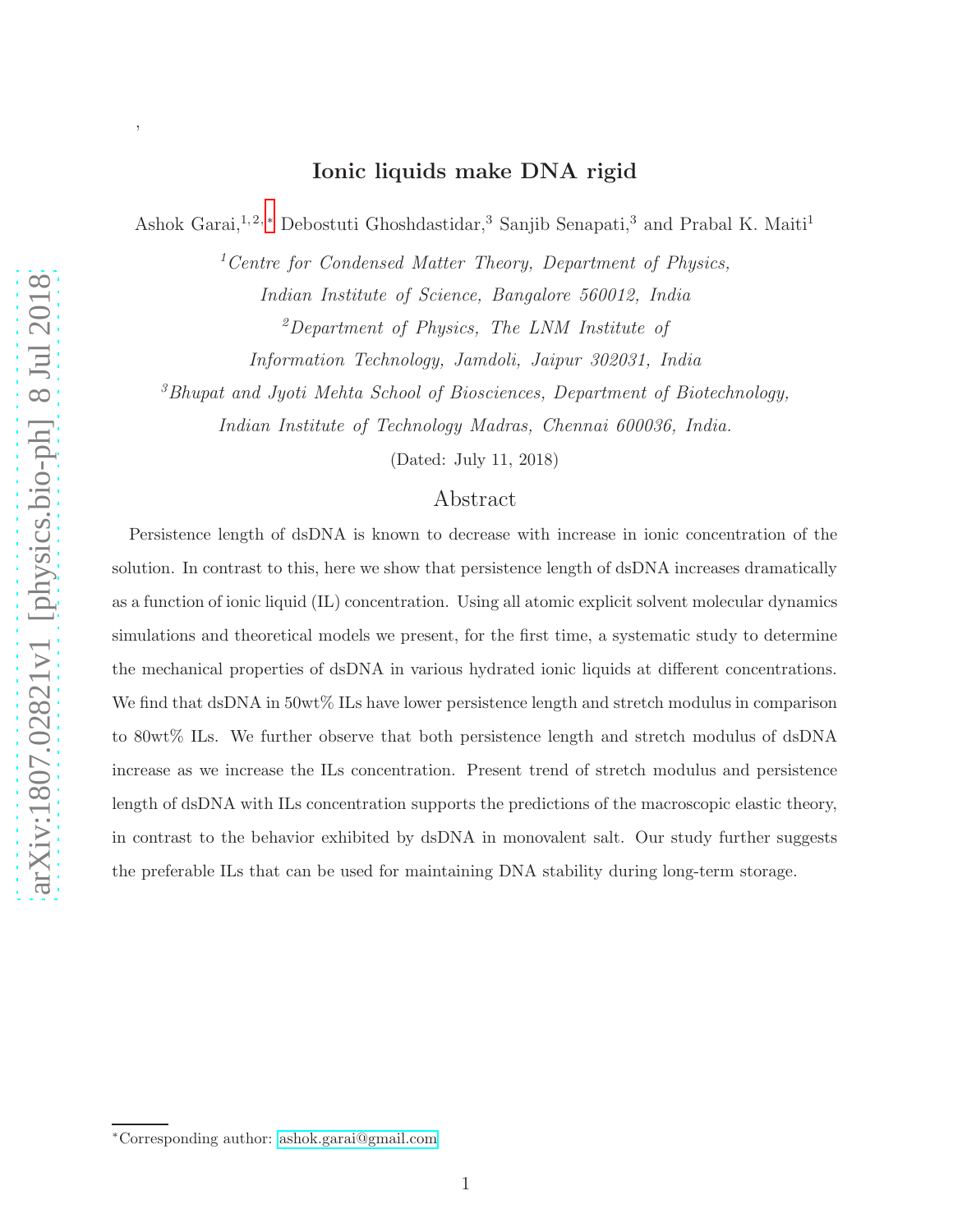# Ionic liquids make DNA rigid

Ashok Garai,[1,2,*] Debostuti Ghoshdastidar,[3] Sanjib Senapati,[3] and Prabal K. Maiti[1]

[1] *Centre for Condensed Matter Theory, Department of Physics, Indian Institute of Science, Bangalore 560012, India*

[2] *Department of Physics, The LNM Institute of Information Technology, Jamdoli, Jaipur 302031, India*

[3] *Bhupat and Jyoti Mehta School of Biosciences, Department of Biotechnology, Indian Institute of Technology Madras, Chennai 600036, India.*

(Dated: July 11, 2018)

## Abstract

Persistence length of dsDNA is known to decrease with increase in ionic concentration of the solution. In contrast to this, here we show that persistence length of dsDNA increases dramatically as a function of ionic liquid (IL) concentration. Using all atomic explicit solvent molecular dynamics simulations and theoretical models we present, for the first time, a systematic study to determine the mechanical properties of dsDNA in various hydrated ionic liquids at different concentrations. We find that dsDNA in 50wt% ILs have lower persistence length and stretch modulus in comparison to 80wt% ILs. We further observe that both persistence length and stretch modulus of dsDNA increase as we increase the ILs concentration. Present trend of stretch modulus and persistence length of dsDNA with ILs concentration supports the predictions of the macroscopic elastic theory, in contrast to the behavior exhibited by dsDNA in monovalent salt. Our study further suggests the preferable ILs that can be used for maintaining DNA stability during long-term storage.

[*] Corresponding author: ashok.garai@gmail.com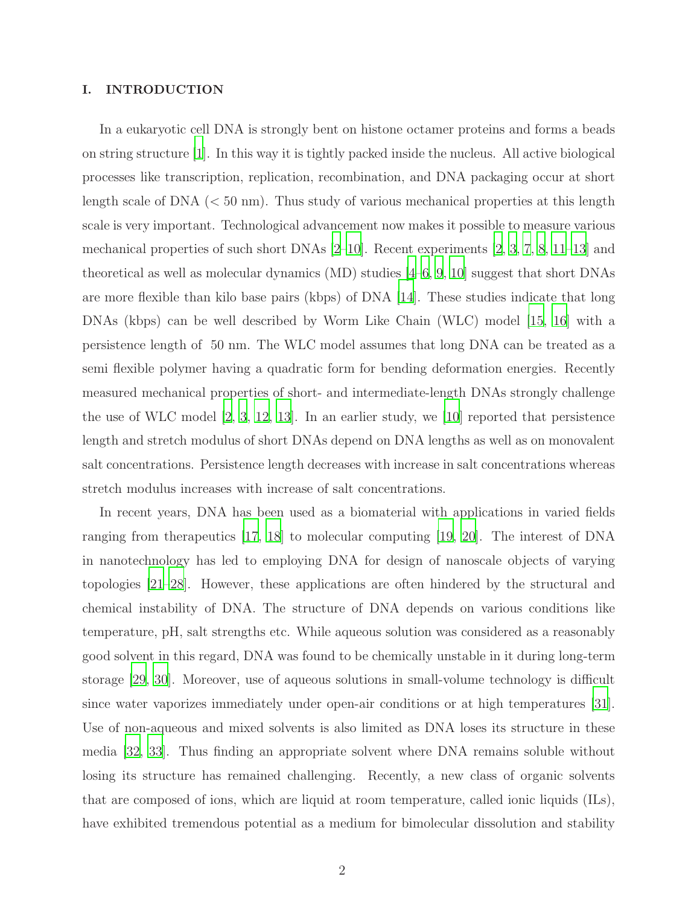## I. INTRODUCTION

In a eukaryotic cell DNA is strongly bent on histone octamer proteins and forms a beads on string structure [1]. In this way it is tightly packed inside the nucleus. All active biological processes like transcription, replication, recombination, and DNA packaging occur at short length scale of DNA (< 50 nm). Thus study of various mechanical properties at this length scale is very important. Technological advancement now makes it possible to measure various mechanical properties of such short DNAs [2–10]. Recent experiments [2, 3, 7, 8, 11–13] and theoretical as well as molecular dynamics (MD) studies [4–6, 9, 10] suggest that short DNAs are more flexible than kilo base pairs (kbps) of DNA [14]. These studies indicate that long DNAs (kbps) can be well described by Worm Like Chain (WLC) model [15, 16] with a persistence length of 50 nm. The WLC model assumes that long DNA can be treated as a semi flexible polymer having a quadratic form for bending deformation energies. Recently measured mechanical properties of short- and intermediate-length DNAs strongly challenge the use of WLC model [2, 3, 12, 13]. In an earlier study, we [10] reported that persistence length and stretch modulus of short DNAs depend on DNA lengths as well as on monovalent salt concentrations. Persistence length decreases with increase in salt concentrations whereas stretch modulus increases with increase of salt concentrations.

In recent years, DNA has been used as a biomaterial with applications in varied fields ranging from therapeutics [17, 18] to molecular computing [19, 20]. The interest of DNA in nanotechnology has led to employing DNA for design of nanoscale objects of varying topologies [21–28]. However, these applications are often hindered by the structural and chemical instability of DNA. The structure of DNA depends on various conditions like temperature, pH, salt strengths etc. While aqueous solution was considered as a reasonably good solvent in this regard, DNA was found to be chemically unstable in it during long-term storage [29, 30]. Moreover, use of aqueous solutions in small-volume technology is difficult since water vaporizes immediately under open-air conditions or at high temperatures [31]. Use of non-aqueous and mixed solvents is also limited as DNA loses its structure in these media [32, 33]. Thus finding an appropriate solvent where DNA remains soluble without losing its structure has remained challenging. Recently, a new class of organic solvents that are composed of ions, which are liquid at room temperature, called ionic liquids (ILs), have exhibited tremendous potential as a medium for bimolecular dissolution and stability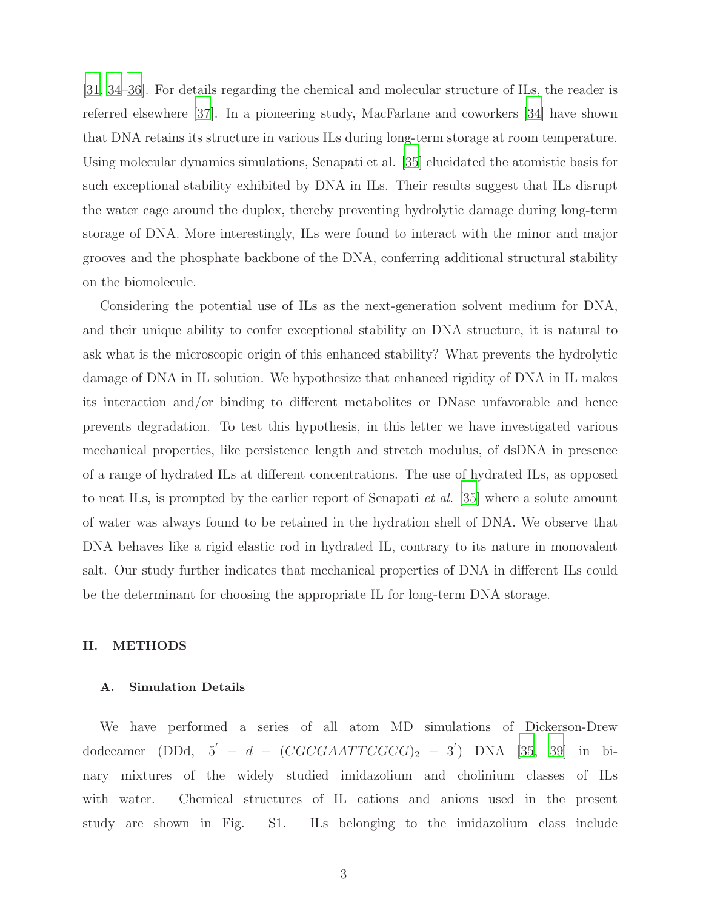[31, 34–36]. For details regarding the chemical and molecular structure of ILs, the reader is referred elsewhere [37]. In a pioneering study, MacFarlane and coworkers [34] have shown that DNA retains its structure in various ILs during long-term storage at room temperature. Using molecular dynamics simulations, Senapati et al. [35] elucidated the atomistic basis for such exceptional stability exhibited by DNA in ILs. Their results suggest that ILs disrupt the water cage around the duplex, thereby preventing hydrolytic damage during long-term storage of DNA. More interestingly, ILs were found to interact with the minor and major grooves and the phosphate backbone of the DNA, conferring additional structural stability on the biomolecule.

Considering the potential use of ILs as the next-generation solvent medium for DNA, and their unique ability to confer exceptional stability on DNA structure, it is natural to ask what is the microscopic origin of this enhanced stability? What prevents the hydrolytic damage of DNA in IL solution. We hypothesize that enhanced rigidity of DNA in IL makes its interaction and/or binding to different metabolites or DNase unfavorable and hence prevents degradation. To test this hypothesis, in this letter we have investigated various mechanical properties, like persistence length and stretch modulus, of dsDNA in presence of a range of hydrated ILs at different concentrations. The use of hydrated ILs, as opposed to neat ILs, is prompted by the earlier report of Senapati *et al.* [35] where a solute amount of water was always found to be retained in the hydration shell of DNA. We observe that DNA behaves like a rigid elastic rod in hydrated IL, contrary to its nature in monovalent salt. Our study further indicates that mechanical properties of DNA in different ILs could be the determinant for choosing the appropriate IL for long-term DNA storage.

## II. METHODS

### A. Simulation Details

We have performed a series of all atom MD simulations of Dickerson-Drew dodecamer (DDd, $5' - d - (CGCGAATTCGCG)_2 - 3'$) DNA [35, 39] in binary mixtures of the widely studied imidazolium and cholinium classes of ILs with water. Chemical structures of IL cations and anions used in the present study are shown in Fig. S1. ILs belonging to the imidazolium class include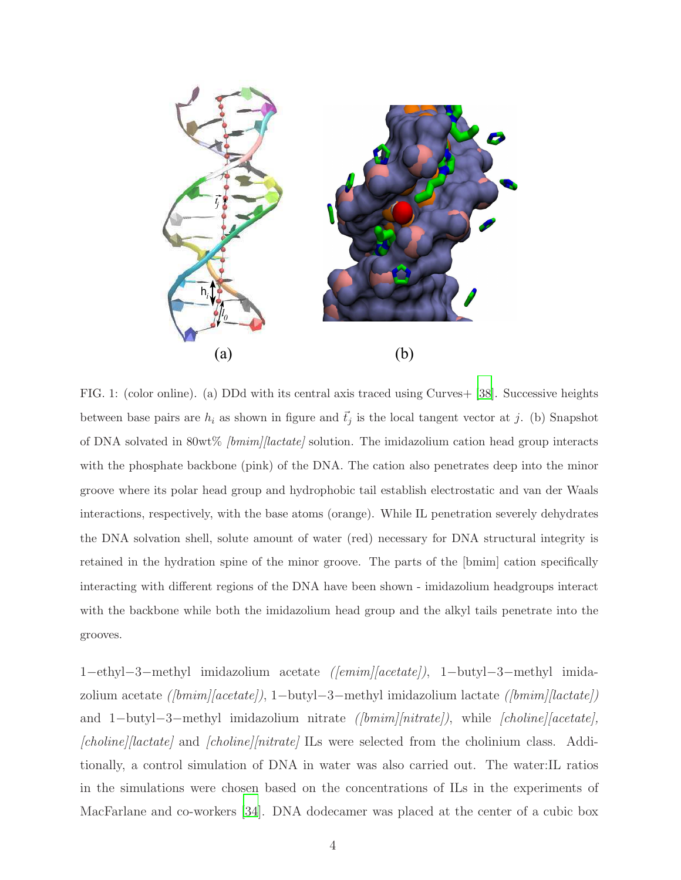FIG. 1: (color online). (a) DDd with its central axis traced using Curves+ [38]. Successive heights between base pairs are $h_i$ as shown in figure and $\vec{t}_j$ is the local tangent vector at $j$. (b) Snapshot of DNA solvated in 80wt% *[bmim][lactate]* solution. The imidazolium cation head group interacts with the phosphate backbone (pink) of the DNA. The cation also penetrates deep into the minor groove where its polar head group and hydrophobic tail establish electrostatic and van der Waals interactions, respectively, with the base atoms (orange). While IL penetration severely dehydrates the DNA solvation shell, solute amount of water (red) necessary for DNA structural integrity is retained in the hydration spine of the minor groove. The parts of the [bmim] cation specifically interacting with different regions of the DNA have been shown - imidazolium headgroups interact with the backbone while both the imidazolium head group and the alkyl tails penetrate into the grooves.

1−ethyl−3−methyl imidazolium acetate *([emim][acetate])*, 1−butyl−3−methyl imidazolium acetate *([bmim][acetate])*, 1−butyl−3−methyl imidazolium lactate *([bmim][lactate])* and 1−butyl−3−methyl imidazolium nitrate *([bmim][nitrate])*, while *[choline][acetate]*, *[choline][lactate]* and *[choline][nitrate]* ILs were selected from the cholinium class. Additionally, a control simulation of DNA in water was also carried out. The water:IL ratios in the simulations were chosen based on the concentrations of ILs in the experiments of MacFarlane and co-workers [34]. DNA dodecamer was placed at the center of a cubic box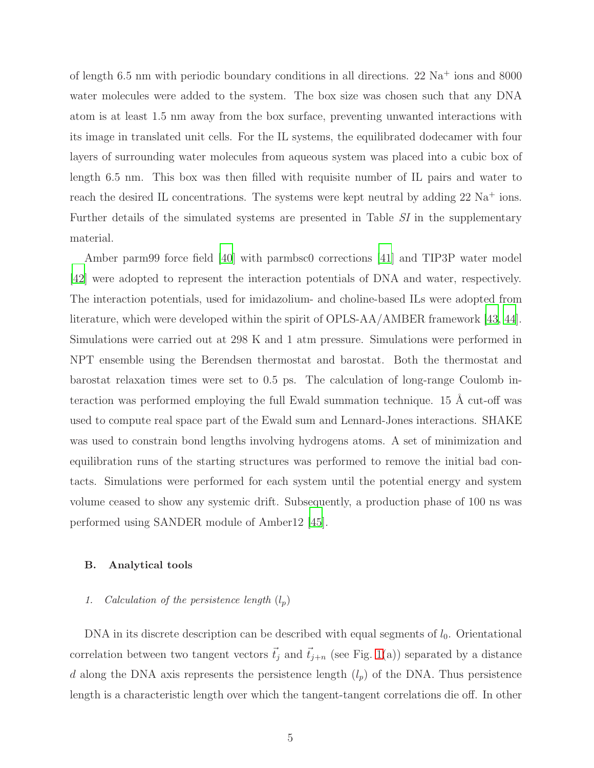of length 6.5 nm with periodic boundary conditions in all directions. 22 $Na^+$ ions and 8000 water molecules were added to the system. The box size was chosen such that any DNA atom is at least 1.5 nm away from the box surface, preventing unwanted interactions with its image in translated unit cells. For the IL systems, the equilibrated dodecamer with four layers of surrounding water molecules from aqueous system was placed into a cubic box of length 6.5 nm. This box was then filled with requisite number of IL pairs and water to reach the desired IL concentrations. The systems were kept neutral by adding 22 $Na^+$ ions. Further details of the simulated systems are presented in Table *SI* in the supplementary material.

Amber parm99 force field [40] with parmbsc0 corrections [41] and TIP3P water model [42] were adopted to represent the interaction potentials of DNA and water, respectively. The interaction potentials, used for imidazolium- and choline-based ILs were adopted from literature, which were developed within the spirit of OPLS-AA/AMBER framework [43, 44]. Simulations were carried out at 298 K and 1 atm pressure. Simulations were performed in NPT ensemble using the Berendsen thermostat and barostat. Both the thermostat and barostat relaxation times were set to 0.5 ps. The calculation of long-range Coulomb interaction was performed employing the full Ewald summation technique. 15 Å cut-off was used to compute real space part of the Ewald sum and Lennard-Jones interactions. SHAKE was used to constrain bond lengths involving hydrogens atoms. A set of minimization and equilibration runs of the starting structures was performed to remove the initial bad contacts. Simulations were performed for each system until the potential energy and system volume ceased to show any systemic drift. Subsequently, a production phase of 100 ns was performed using SANDER module of Amber12 [45].

### B. Analytical tools

#### 1. *Calculation of the persistence length ($l_p$)*

DNA in its discrete description can be described with equal segments of $l_0$. Orientational correlation between two tangent vectors $\vec{t_j}$ and $\vec{t}_{j+n}$ (see Fig. 1(a)) separated by a distance $d$ along the DNA axis represents the persistence length ($l_p$) of the DNA. Thus persistence length is a characteristic length over which the tangent-tangent correlations die off. In other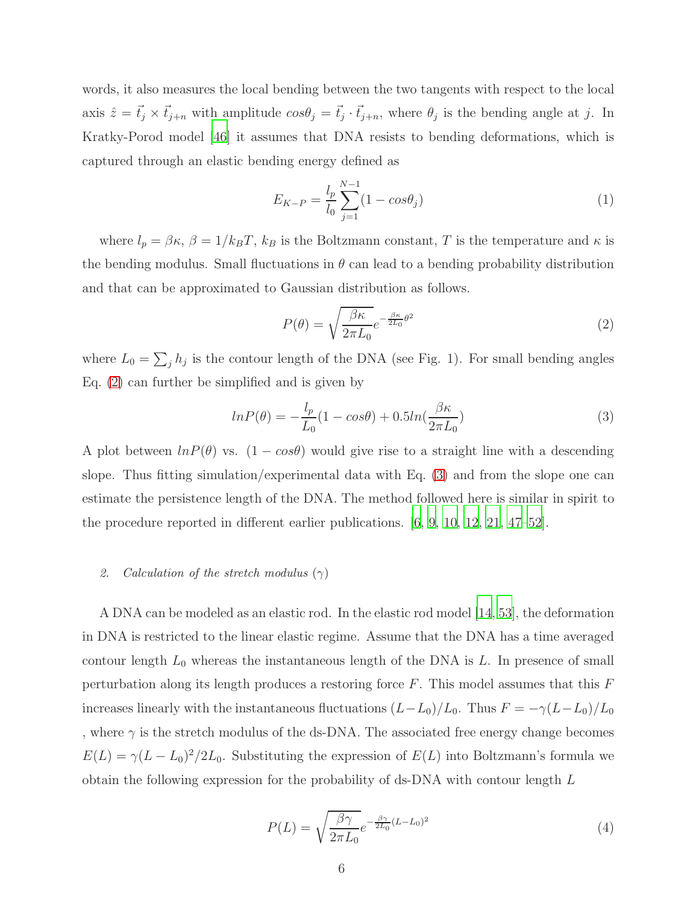words, it also measures the local bending between the two tangents with respect to the local axis $\hat{z} = \vec{t}_j \times \vec{t}_{j+n}$ with amplitude $cos\theta_j = \vec{t}_j \cdot \vec{t}_{j+n}$, where $\theta_j$ is the bending angle at $j$. In Kratky-Porod model [46] it assumes that DNA resists to bending deformations, which is captured through an elastic bending energy defined as

$$E_{K-P} = \frac{l_p}{l_0} \sum_{j=1}^{N-1} (1 - cos\theta_j) \tag{1}$$

where $l_p = \beta\kappa$, $\beta = 1/k_B T$, $k_B$ is the Boltzmann constant, $T$ is the temperature and $\kappa$ is the bending modulus. Small fluctuations in $\theta$ can lead to a bending probability distribution and that can be approximated to Gaussian distribution as follows.

$$P(\theta) = \sqrt{\frac{\beta\kappa}{2\pi L_0}} e^{-\frac{\beta\kappa}{2L_0}\theta^2} \tag{2}$$

where $L_0 = \sum_j h_j$ is the contour length of the DNA (see Fig. 1). For small bending angles Eq. (2) can further be simplified and is given by

$$lnP(\theta) = -\frac{l_p}{L_0}(1 - cos\theta) + 0.5ln(\frac{\beta\kappa}{2\pi L_0}) \tag{3}$$

A plot between $lnP(\theta)$ vs. $(1 - cos\theta)$ would give rise to a straight line with a descending slope. Thus fitting simulation/experimental data with Eq. (3) and from the slope one can estimate the persistence length of the DNA. The method followed here is similar in spirit to the procedure reported in different earlier publications. [6, 9, 10, 12, 21, 47–52].

### 2. *Calculation of the stretch modulus ($\gamma$)*

A DNA can be modeled as an elastic rod. In the elastic rod model [14, 53], the deformation in DNA is restricted to the linear elastic regime. Assume that the DNA has a time averaged contour length $L_0$ whereas the instantaneous length of the DNA is $L$. In presence of small perturbation along its length produces a restoring force $F$. This model assumes that this $F$ increases linearly with the instantaneous fluctuations $(L - L_0)/L_0$. Thus $F = -\gamma(L - L_0)/L_0$ , where $\gamma$ is the stretch modulus of the ds-DNA. The associated free energy change becomes $E(L) = \gamma(L - L_0)^2/2L_0$. Substituting the expression of $E(L)$ into Boltzmann's formula we obtain the following expression for the probability of ds-DNA with contour length $L$

$$P(L) = \sqrt{\frac{\beta\gamma}{2\pi L_0}} e^{-\frac{\beta\gamma}{2L_0}(L-L_0)^2} \tag{4}$$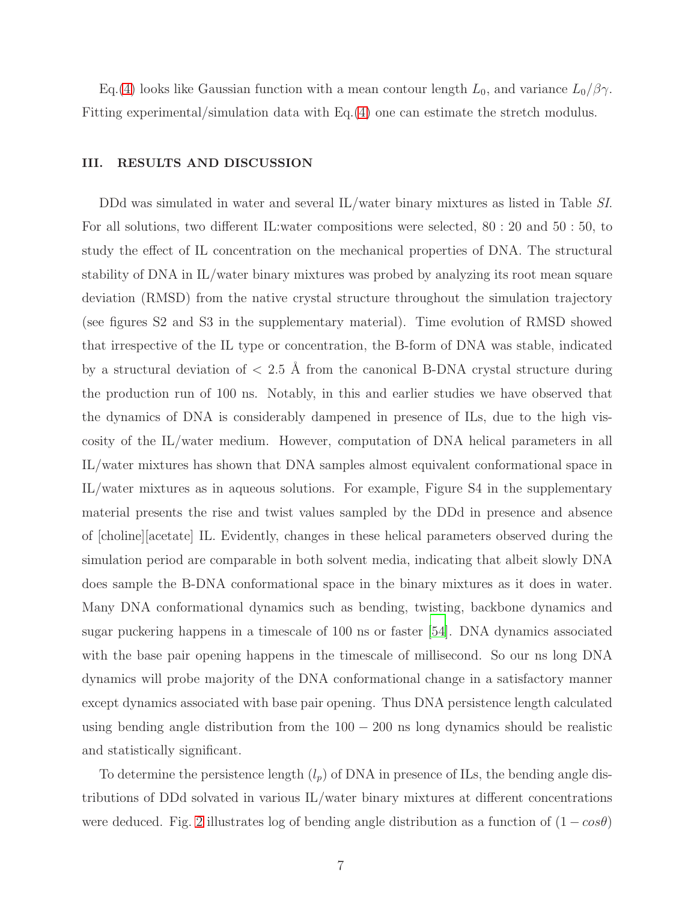Eq.(4) looks like Gaussian function with a mean contour length $L_0$, and variance $L_0/\beta\gamma$. Fitting experimental/simulation data with Eq.(4) one can estimate the stretch modulus.

## III. RESULTS AND DISCUSSION

DDd was simulated in water and several IL/water binary mixtures as listed in Table *SI*. For all solutions, two different IL:water compositions were selected, $80:20$ and $50:50$, to study the effect of IL concentration on the mechanical properties of DNA. The structural stability of DNA in IL/water binary mixtures was probed by analyzing its root mean square deviation (RMSD) from the native crystal structure throughout the simulation trajectory (see figures S2 and S3 in the supplementary material). Time evolution of RMSD showed that irrespective of the IL type or concentration, the B-form of DNA was stable, indicated by a structural deviation of $< 2.5$ Å from the canonical B-DNA crystal structure during the production run of 100 ns. Notably, in this and earlier studies we have observed that the dynamics of DNA is considerably dampened in presence of ILs, due to the high viscosity of the IL/water medium. However, computation of DNA helical parameters in all IL/water mixtures has shown that DNA samples almost equivalent conformational space in IL/water mixtures as in aqueous solutions. For example, Figure S4 in the supplementary material presents the rise and twist values sampled by the DDd in presence and absence of [choline][acetate] IL. Evidently, changes in these helical parameters observed during the simulation period are comparable in both solvent media, indicating that albeit slowly DNA does sample the B-DNA conformational space in the binary mixtures as it does in water. Many DNA conformational dynamics such as bending, twisting, backbone dynamics and sugar puckering happens in a timescale of 100 ns or faster [54]. DNA dynamics associated with the base pair opening happens in the timescale of millisecond. So our ns long DNA dynamics will probe majority of the DNA conformational change in a satisfactory manner except dynamics associated with base pair opening. Thus DNA persistence length calculated using bending angle distribution from the $100-200$ ns long dynamics should be realistic and statistically significant.

To determine the persistence length ($l_p$) of DNA in presence of ILs, the bending angle distributions of DDd solvated in various IL/water binary mixtures at different concentrations were deduced. Fig. 2 illustrates log of bending angle distribution as a function of $(1-cos\theta)$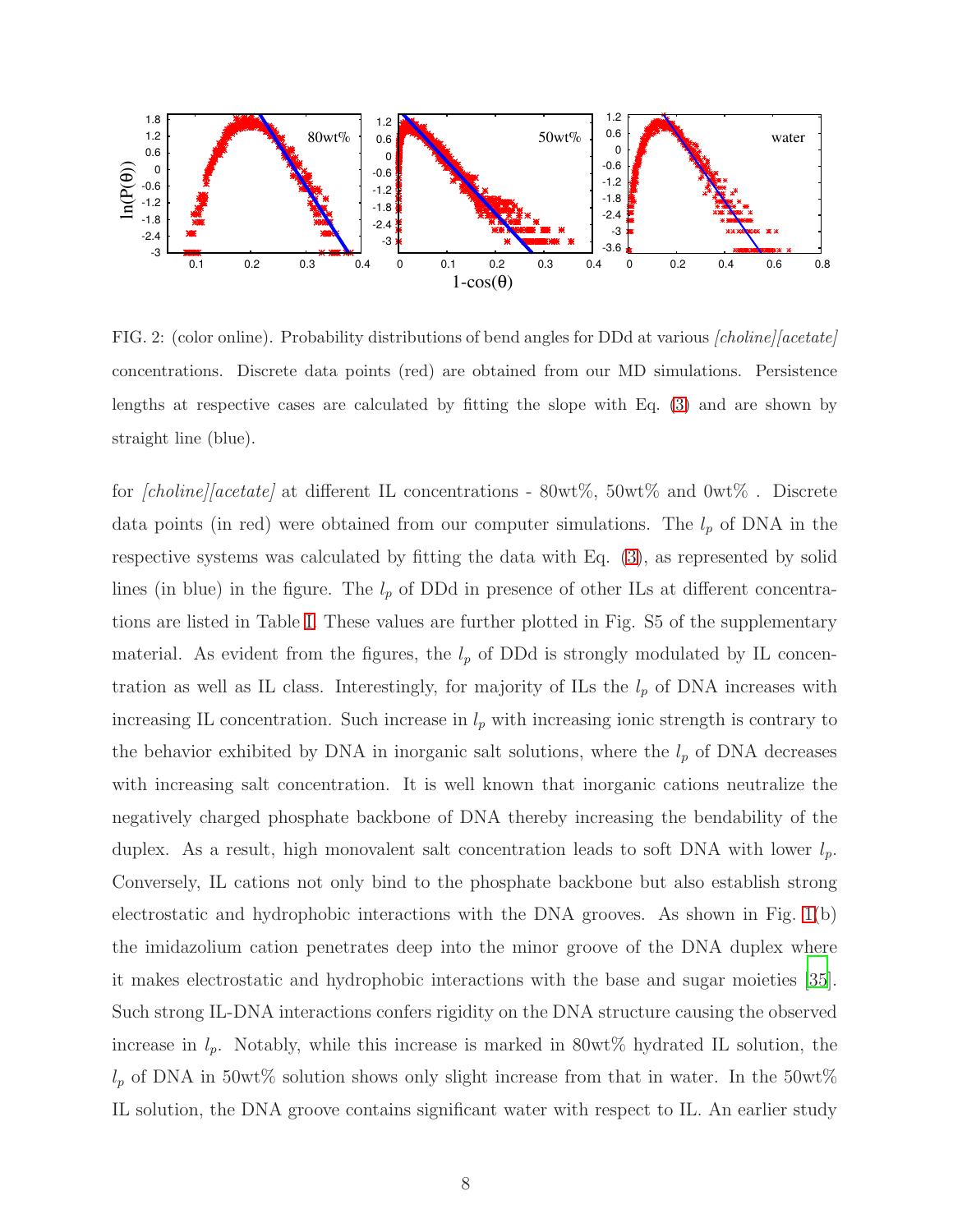FIG. 2: (color online). Probability distributions of bend angles for DDd at various *[choline][acetate]* concentrations. Discrete data points (red) are obtained from our MD simulations. Persistence lengths at respective cases are calculated by fitting the slope with Eq. (3) and are shown by straight line (blue).

for *[choline][acetate]* at different IL concentrations - 80wt%, 50wt% and 0wt% . Discrete data points (in red) were obtained from our computer simulations. The $l_p$ of DNA in the respective systems was calculated by fitting the data with Eq. (3), as represented by solid lines (in blue) in the figure. The $l_p$ of DDd in presence of other ILs at different concentrations are listed in Table I. These values are further plotted in Fig. S5 of the supplementary material. As evident from the figures, the $l_p$ of DDd is strongly modulated by IL concentration as well as IL class. Interestingly, for majority of ILs the $l_p$ of DNA increases with increasing IL concentration. Such increase in $l_p$ with increasing ionic strength is contrary to the behavior exhibited by DNA in inorganic salt solutions, where the $l_p$ of DNA decreases with increasing salt concentration. It is well known that inorganic cations neutralize the negatively charged phosphate backbone of DNA thereby increasing the bendability of the duplex. As a result, high monovalent salt concentration leads to soft DNA with lower $l_p$. Conversely, IL cations not only bind to the phosphate backbone but also establish strong electrostatic and hydrophobic interactions with the DNA grooves. As shown in Fig. 1(b) the imidazolium cation penetrates deep into the minor groove of the DNA duplex where it makes electrostatic and hydrophobic interactions with the base and sugar moieties [35]. Such strong IL-DNA interactions confers rigidity on the DNA structure causing the observed increase in $l_p$. Notably, while this increase is marked in 80wt% hydrated IL solution, the $l_p$ of DNA in 50wt% solution shows only slight increase from that in water. In the 50wt% IL solution, the DNA groove contains significant water with respect to IL. An earlier study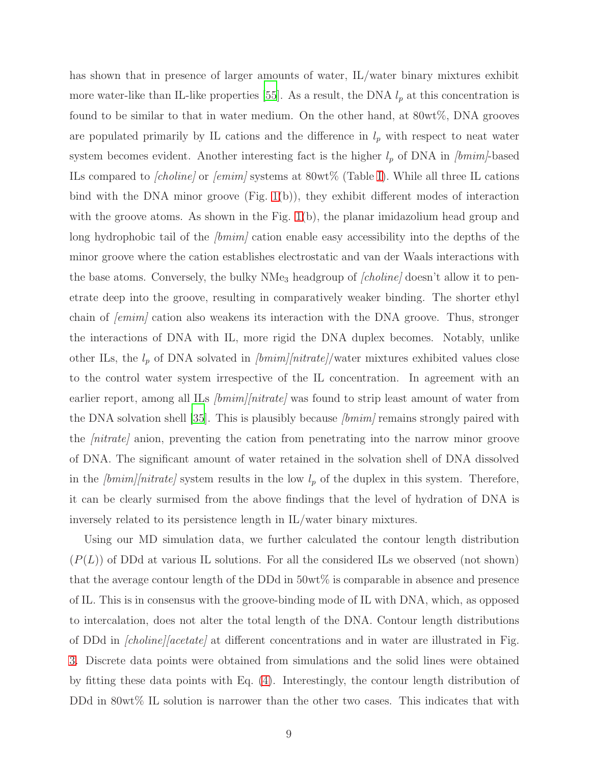has shown that in presence of larger amounts of water, IL/water binary mixtures exhibit more water-like than IL-like properties [55]. As a result, the DNA $l_p$ at this concentration is found to be similar to that in water medium. On the other hand, at 80wt%, DNA grooves are populated primarily by IL cations and the difference in $l_p$ with respect to neat water system becomes evident. Another interesting fact is the higher $l_p$ of DNA in *[bmim]*-based ILs compared to *[choline]* or *[emim]* systems at 80wt% (Table I). While all three IL cations bind with the DNA minor groove (Fig. 1(b)), they exhibit different modes of interaction with the groove atoms. As shown in the Fig. 1(b), the planar imidazolium head group and long hydrophobic tail of the *[bmim]* cation enable easy accessibility into the depths of the minor groove where the cation establishes electrostatic and van der Waals interactions with the base atoms. Conversely, the bulky $NMe_3$ headgroup of *[choline]* doesn't allow it to penetrate deep into the groove, resulting in comparatively weaker binding. The shorter ethyl chain of *[emim]* cation also weakens its interaction with the DNA groove. Thus, stronger the interactions of DNA with IL, more rigid the DNA duplex becomes. Notably, unlike other ILs, the $l_p$ of DNA solvated in *[bmim][nitrate]*/water mixtures exhibited values close to the control water system irrespective of the IL concentration. In agreement with an earlier report, among all ILs *[bmim][nitrate]* was found to strip least amount of water from the DNA solvation shell [35]. This is plausibly because *[bmim]* remains strongly paired with the *[nitrate]* anion, preventing the cation from penetrating into the narrow minor groove of DNA. The significant amount of water retained in the solvation shell of DNA dissolved in the *[bmim][nitrate]* system results in the low $l_p$ of the duplex in this system. Therefore, it can be clearly surmised from the above findings that the level of hydration of DNA is inversely related to its persistence length in IL/water binary mixtures.

Using our MD simulation data, we further calculated the contour length distribution ($P(L)$) of DDd at various IL solutions. For all the considered ILs we observed (not shown) that the average contour length of the DDd in 50wt% is comparable in absence and presence of IL. This is in consensus with the groove-binding mode of IL with DNA, which, as opposed to intercalation, does not alter the total length of the DNA. Contour length distributions of DDd in *[choline][acetate]* at different concentrations and in water are illustrated in Fig. 3. Discrete data points were obtained from simulations and the solid lines were obtained by fitting these data points with Eq. (4). Interestingly, the contour length distribution of DDd in 80wt% IL solution is narrower than the other two cases. This indicates that with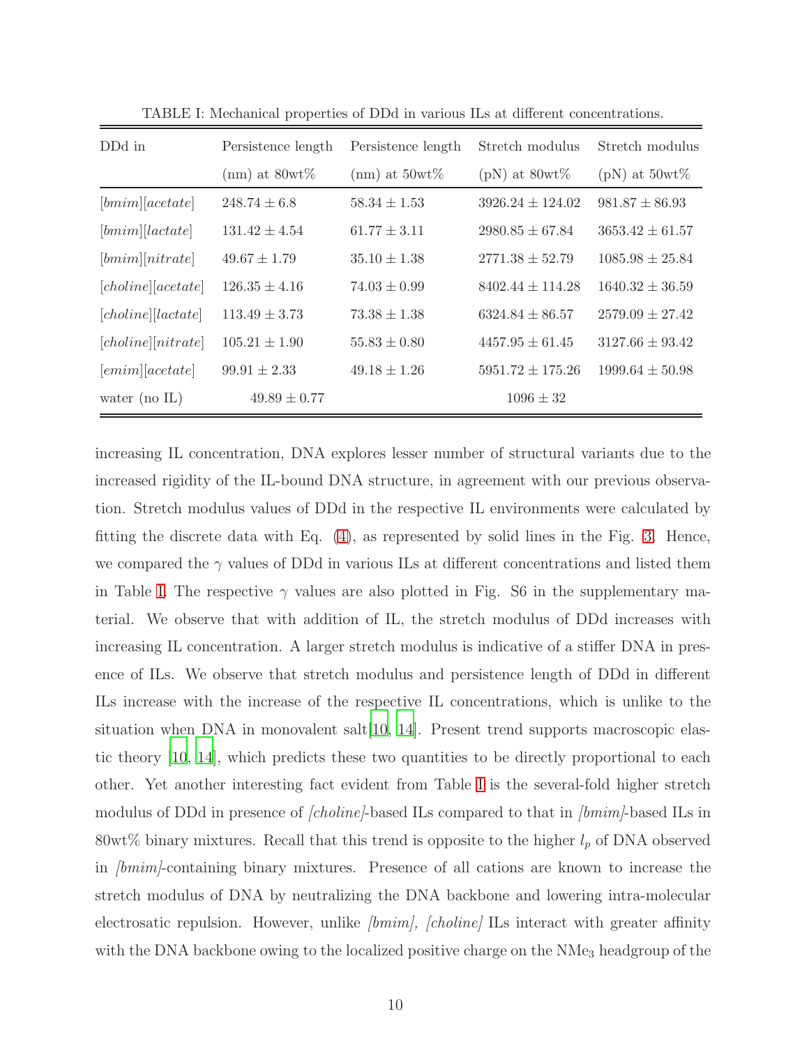TABLE I: Mechanical properties of DDd in various ILs at different concentrations.

| DDd in | Persistence length (nm) at 80wt% | Persistence length (nm) at 50wt% | Stretch modulus (pN) at 80wt% | Stretch modulus (pN) at 50wt% |
|---|---|---|---|---|
| *[bmim][acetate]* | $248.74 \pm 6.8$ | $58.34 \pm 1.53$ | $3926.24 \pm 124.02$ | $981.87 \pm 86.93$ |
| *[bmim][lactate]* | $131.42 \pm 4.54$ | $61.77 \pm 3.11$ | $2980.85 \pm 67.84$ | $3653.42 \pm 61.57$ |
| *[bmim][nitrate]* | $49.67 \pm 1.79$ | $35.10 \pm 1.38$ | $2771.38 \pm 52.79$ | $1085.98 \pm 25.84$ |
| *[choline][acetate]* | $126.35 \pm 4.16$ | $74.03 \pm 0.99$ | $8402.44 \pm 114.28$ | $1640.32 \pm 36.59$ |
| *[choline][lactate]* | $113.49 \pm 3.73$ | $73.38 \pm 1.38$ | $6324.84 \pm 86.57$ | $2579.09 \pm 27.42$ |
| *[choline][nitrate]* | $105.21 \pm 1.90$ | $55.83 \pm 0.80$ | $4457.95 \pm 61.45$ | $3127.66 \pm 93.42$ |
| *[emim][acetate]* | $99.91 \pm 2.33$ | $49.18 \pm 1.26$ | $5951.72 \pm 175.26$ | $1999.64 \pm 50.98$ |
| water (no IL) | $49.89 \pm 0.77$ | | $1096 \pm 32$ | |

increasing IL concentration, DNA explores lesser number of structural variants due to the increased rigidity of the IL-bound DNA structure, in agreement with our previous observation. Stretch modulus values of DDd in the respective IL environments were calculated by fitting the discrete data with Eq. (4), as represented by solid lines in the Fig. 3. Hence, we compared the $\gamma$ values of DDd in various ILs at different concentrations and listed them in Table I. The respective $\gamma$ values are also plotted in Fig. S6 in the supplementary material. We observe that with addition of IL, the stretch modulus of DDd increases with increasing IL concentration. A larger stretch modulus is indicative of a stiffer DNA in presence of ILs. We observe that stretch modulus and persistence length of DDd in different ILs increase with the increase of the respective IL concentrations, which is unlike to the situation when DNA in monovalent salt[10, 14]. Present trend supports macroscopic elastic theory [10, 14], which predicts these two quantities to be directly proportional to each other. Yet another interesting fact evident from Table I is the several-fold higher stretch modulus of DDd in presence of *[choline]*-based ILs compared to that in *[bmim]*-based ILs in 80wt% binary mixtures. Recall that this trend is opposite to the higher $l_p$ of DNA observed in *[bmim]*-containing binary mixtures. Presence of all cations are known to increase the stretch modulus of DNA by neutralizing the DNA backbone and lowering intra-molecular electrosatic repulsion. However, unlike *[bmim]*, *[choline]* ILs interact with greater affinity with the DNA backbone owing to the localized positive charge on the $NMe_3$ headgroup of the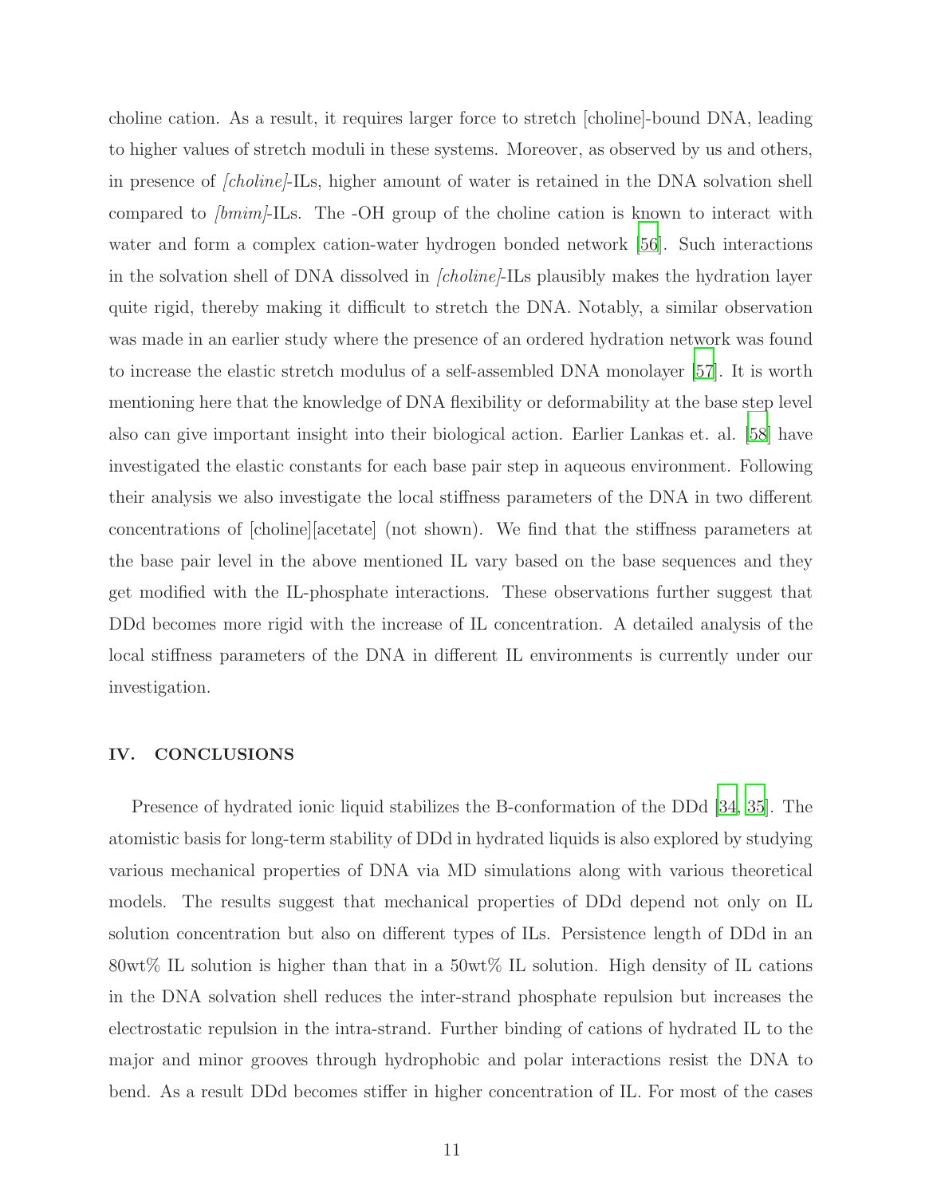choline cation. As a result, it requires larger force to stretch [choline]-bound DNA, leading to higher values of stretch moduli in these systems. Moreover, as observed by us and others, in presence of *[choline]*-ILs, higher amount of water is retained in the DNA solvation shell compared to *[bmim]*-ILs. The -OH group of the choline cation is known to interact with water and form a complex cation-water hydrogen bonded network [56]. Such interactions in the solvation shell of DNA dissolved in *[choline]*-ILs plausibly makes the hydration layer quite rigid, thereby making it difficult to stretch the DNA. Notably, a similar observation was made in an earlier study where the presence of an ordered hydration network was found to increase the elastic stretch modulus of a self-assembled DNA monolayer [57]. It is worth mentioning here that the knowledge of DNA flexibility or deformability at the base step level also can give important insight into their biological action. Earlier Lankas et. al. [58] have investigated the elastic constants for each base pair step in aqueous environment. Following their analysis we also investigate the local stiffness parameters of the DNA in two different concentrations of [choline][acetate] (not shown). We find that the stiffness parameters at the base pair level in the above mentioned IL vary based on the base sequences and they get modified with the IL-phosphate interactions. These observations further suggest that DDd becomes more rigid with the increase of IL concentration. A detailed analysis of the local stiffness parameters of the DNA in different IL environments is currently under our investigation.

## IV. CONCLUSIONS

Presence of hydrated ionic liquid stabilizes the B-conformation of the DDd [34, 35]. The atomistic basis for long-term stability of DDd in hydrated liquids is also explored by studying various mechanical properties of DNA via MD simulations along with various theoretical models. The results suggest that mechanical properties of DDd depend not only on IL solution concentration but also on different types of ILs. Persistence length of DDd in an 80wt% IL solution is higher than that in a 50wt% IL solution. High density of IL cations in the DNA solvation shell reduces the inter-strand phosphate repulsion but increases the electrostatic repulsion in the intra-strand. Further binding of cations of hydrated IL to the major and minor grooves through hydrophobic and polar interactions resist the DNA to bend. As a result DDd becomes stiffer in higher concentration of IL. For most of the cases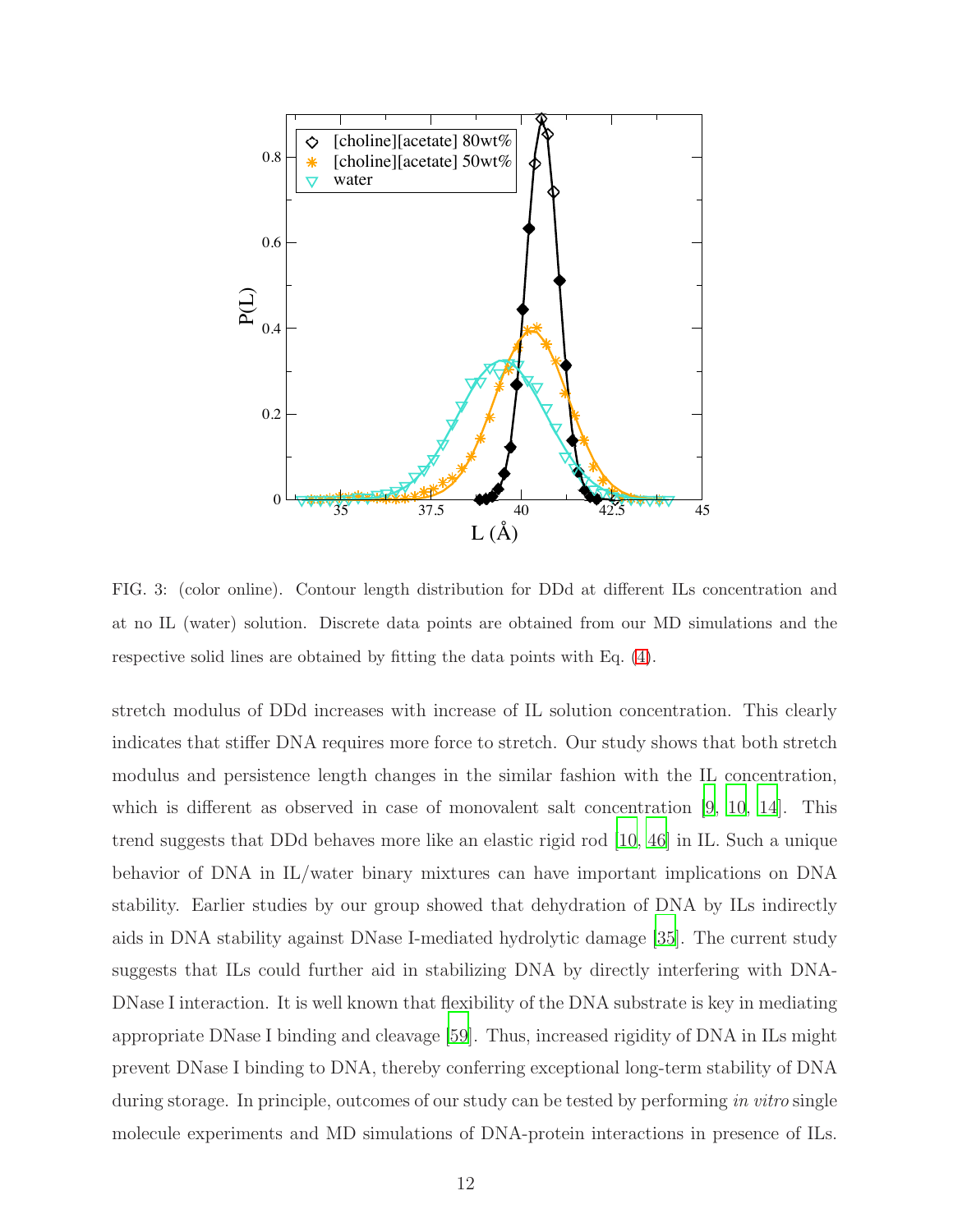FIG. 3: (color online). Contour length distribution for DDd at different ILs concentration and at no IL (water) solution. Discrete data points are obtained from our MD simulations and the respective solid lines are obtained by fitting the data points with Eq. (4).

stretch modulus of DDd increases with increase of IL solution concentration. This clearly indicates that stiffer DNA requires more force to stretch. Our study shows that both stretch modulus and persistence length changes in the similar fashion with the IL concentration, which is different as observed in case of monovalent salt concentration [9, 10, 14]. This trend suggests that DDd behaves more like an elastic rigid rod [10, 46] in IL. Such a unique behavior of DNA in IL/water binary mixtures can have important implications on DNA stability. Earlier studies by our group showed that dehydration of DNA by ILs indirectly aids in DNA stability against DNase I-mediated hydrolytic damage [35]. The current study suggests that ILs could further aid in stabilizing DNA by directly interfering with DNA-DNase I interaction. It is well known that flexibility of the DNA substrate is key in mediating appropriate DNase I binding and cleavage [59]. Thus, increased rigidity of DNA in ILs might prevent DNase I binding to DNA, thereby conferring exceptional long-term stability of DNA during storage. In principle, outcomes of our study can be tested by performing *in vitro* single molecule experiments and MD simulations of DNA-protein interactions in presence of ILs.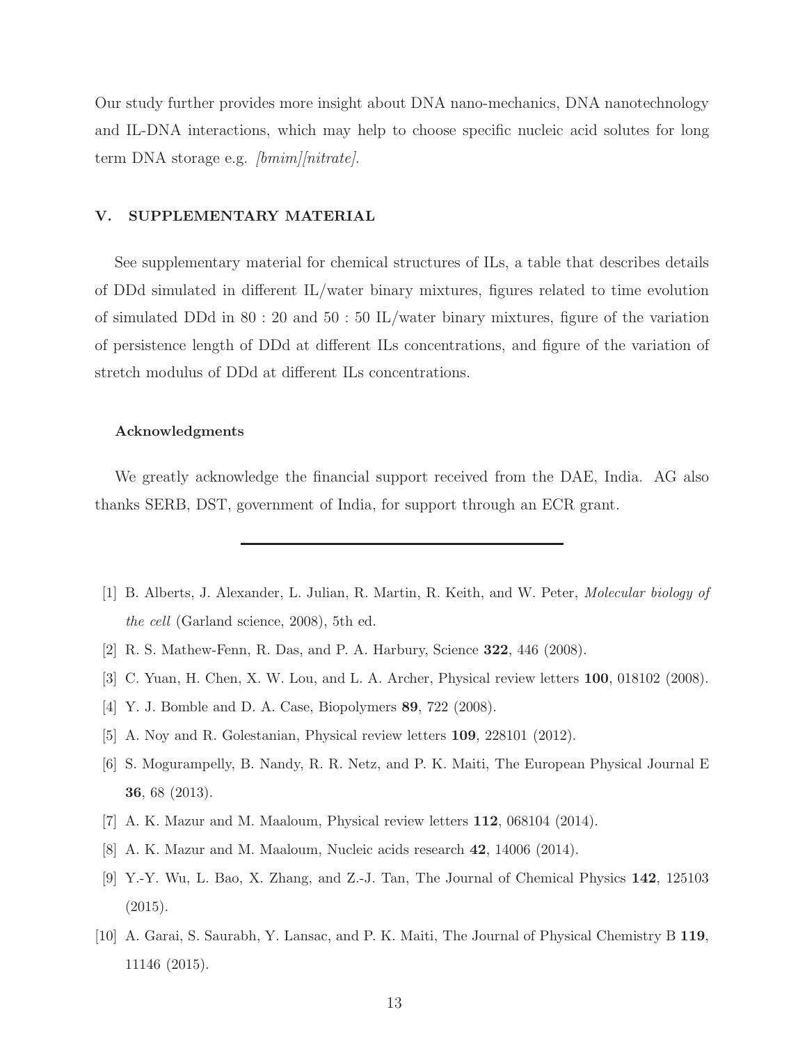Our study further provides more insight about DNA nano-mechanics, DNA nanotechnology and IL-DNA interactions, which may help to choose specific nucleic acid solutes for long term DNA storage e.g. *[bmim][nitrate]*.

## V. SUPPLEMENTARY MATERIAL

See supplementary material for chemical structures of ILs, a table that describes details of DDd simulated in different IL/water binary mixtures, figures related to time evolution of simulated DDd in 80 : 20 and 50 : 50 IL/water binary mixtures, figure of the variation of persistence length of DDd at different ILs concentrations, and figure of the variation of stretch modulus of DDd at different ILs concentrations.

### Acknowledgments

We greatly acknowledge the financial support received from the DAE, India. AG also thanks SERB, DST, government of India, for support through an ECR grant.

---

[1] B. Alberts, J. Alexander, L. Julian, R. Martin, R. Keith, and W. Peter, *Molecular biology of the cell* (Garland science, 2008), 5th ed.

[2] R. S. Mathew-Fenn, R. Das, and P. A. Harbury, Science **322**, 446 (2008).

[3] C. Yuan, H. Chen, X. W. Lou, and L. A. Archer, Physical review letters **100**, 018102 (2008).

[4] Y. J. Bomble and D. A. Case, Biopolymers **89**, 722 (2008).

[5] A. Noy and R. Golestanian, Physical review letters **109**, 228101 (2012).

[6] S. Mogurampelly, B. Nandy, R. R. Netz, and P. K. Maiti, The European Physical Journal E **36**, 68 (2013).

[7] A. K. Mazur and M. Maaloum, Physical review letters **112**, 068104 (2014).

[8] A. K. Mazur and M. Maaloum, Nucleic acids research **42**, 14006 (2014).

[9] Y.-Y. Wu, L. Bao, X. Zhang, and Z.-J. Tan, The Journal of Chemical Physics **142**, 125103 (2015).

[10] A. Garai, S. Saurabh, Y. Lansac, and P. K. Maiti, The Journal of Physical Chemistry B **119**, 11146 (2015).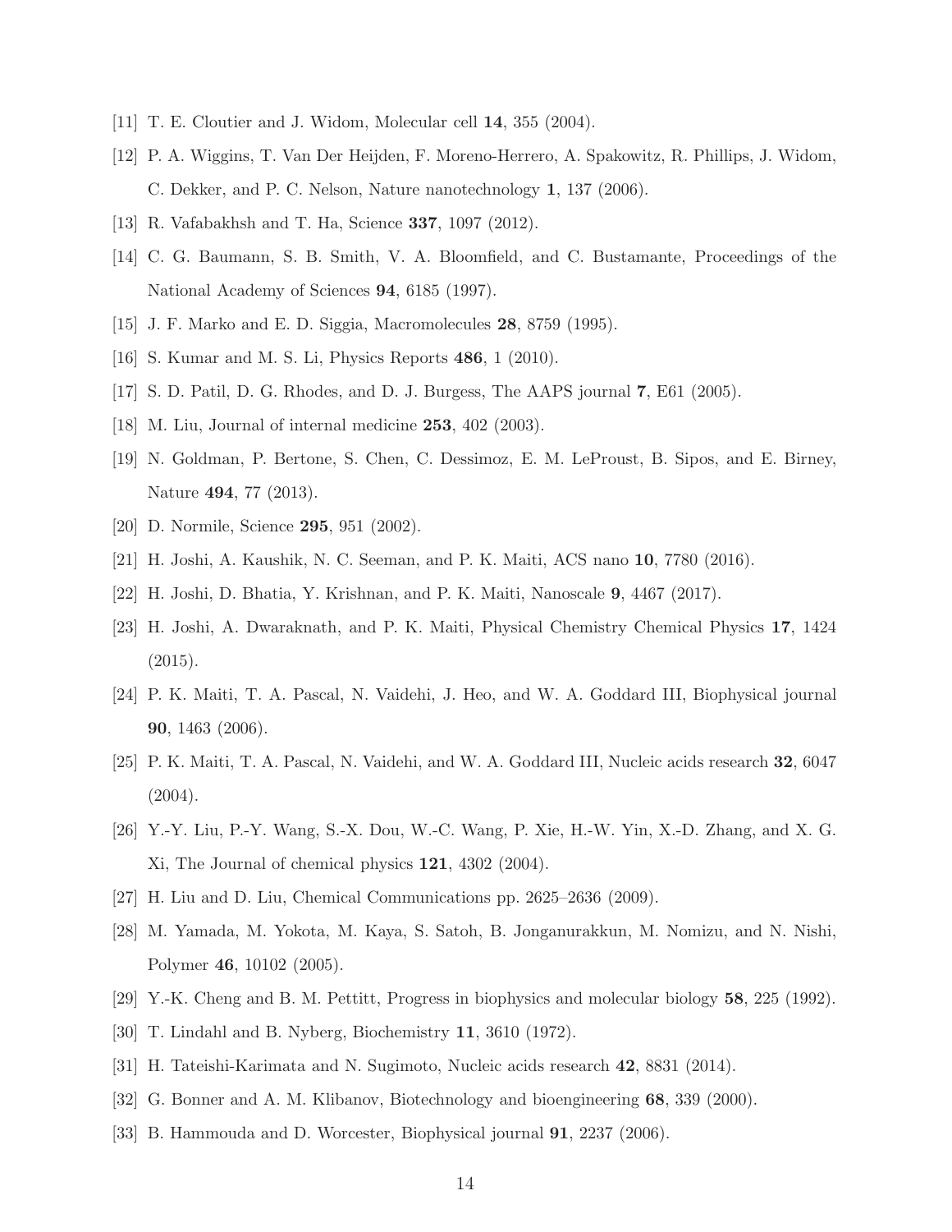[11] T. E. Cloutier and J. Widom, Molecular cell **14**, 355 (2004).

[12] P. A. Wiggins, T. Van Der Heijden, F. Moreno-Herrero, A. Spakowitz, R. Phillips, J. Widom, C. Dekker, and P. C. Nelson, Nature nanotechnology **1**, 137 (2006).

[13] R. Vafabakhsh and T. Ha, Science **337**, 1097 (2012).

[14] C. G. Baumann, S. B. Smith, V. A. Bloomfield, and C. Bustamante, Proceedings of the National Academy of Sciences **94**, 6185 (1997).

[15] J. F. Marko and E. D. Siggia, Macromolecules **28**, 8759 (1995).

[16] S. Kumar and M. S. Li, Physics Reports **486**, 1 (2010).

[17] S. D. Patil, D. G. Rhodes, and D. J. Burgess, The AAPS journal **7**, E61 (2005).

[18] M. Liu, Journal of internal medicine **253**, 402 (2003).

[19] N. Goldman, P. Bertone, S. Chen, C. Dessimoz, E. M. LeProust, B. Sipos, and E. Birney, Nature **494**, 77 (2013).

[20] D. Normile, Science **295**, 951 (2002).

[21] H. Joshi, A. Kaushik, N. C. Seeman, and P. K. Maiti, ACS nano **10**, 7780 (2016).

[22] H. Joshi, D. Bhatia, Y. Krishnan, and P. K. Maiti, Nanoscale **9**, 4467 (2017).

[23] H. Joshi, A. Dwaraknath, and P. K. Maiti, Physical Chemistry Chemical Physics **17**, 1424 (2015).

[24] P. K. Maiti, T. A. Pascal, N. Vaidehi, J. Heo, and W. A. Goddard III, Biophysical journal **90**, 1463 (2006).

[25] P. K. Maiti, T. A. Pascal, N. Vaidehi, and W. A. Goddard III, Nucleic acids research **32**, 6047 (2004).

[26] Y.-Y. Liu, P.-Y. Wang, S.-X. Dou, W.-C. Wang, P. Xie, H.-W. Yin, X.-D. Zhang, and X. G. Xi, The Journal of chemical physics **121**, 4302 (2004).

[27] H. Liu and D. Liu, Chemical Communications pp. 2625–2636 (2009).

[28] M. Yamada, M. Yokota, M. Kaya, S. Satoh, B. Jonganurakkun, M. Nomizu, and N. Nishi, Polymer **46**, 10102 (2005).

[29] Y.-K. Cheng and B. M. Pettitt, Progress in biophysics and molecular biology **58**, 225 (1992).

[30] T. Lindahl and B. Nyberg, Biochemistry **11**, 3610 (1972).

[31] H. Tateishi-Karimata and N. Sugimoto, Nucleic acids research **42**, 8831 (2014).

[32] G. Bonner and A. M. Klibanov, Biotechnology and bioengineering **68**, 339 (2000).

[33] B. Hammouda and D. Worcester, Biophysical journal **91**, 2237 (2006).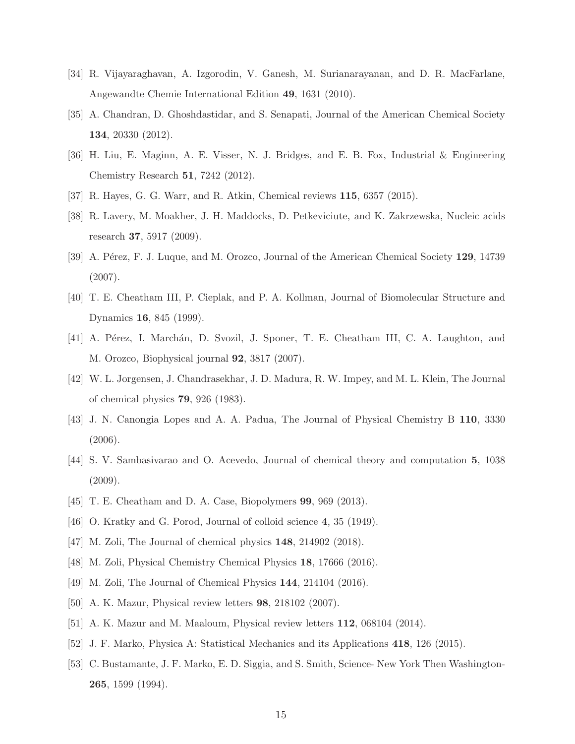[34] R. Vijayaraghavan, A. Izgorodin, V. Ganesh, M. Surianarayanan, and D. R. MacFarlane, Angewandte Chemie International Edition **49**, 1631 (2010).

[35] A. Chandran, D. Ghoshdastidar, and S. Senapati, Journal of the American Chemical Society **134**, 20330 (2012).

[36] H. Liu, E. Maginn, A. E. Visser, N. J. Bridges, and E. B. Fox, Industrial & Engineering Chemistry Research **51**, 7242 (2012).

[37] R. Hayes, G. G. Warr, and R. Atkin, Chemical reviews **115**, 6357 (2015).

[38] R. Lavery, M. Moakher, J. H. Maddocks, D. Petkeviciute, and K. Zakrzewska, Nucleic acids research **37**, 5917 (2009).

[39] A. Pérez, F. J. Luque, and M. Orozco, Journal of the American Chemical Society **129**, 14739 (2007).

[40] T. E. Cheatham III, P. Cieplak, and P. A. Kollman, Journal of Biomolecular Structure and Dynamics **16**, 845 (1999).

[41] A. Pérez, I. Marchán, D. Svozil, J. Sponer, T. E. Cheatham III, C. A. Laughton, and M. Orozco, Biophysical journal **92**, 3817 (2007).

[42] W. L. Jorgensen, J. Chandrasekhar, J. D. Madura, R. W. Impey, and M. L. Klein, The Journal of chemical physics **79**, 926 (1983).

[43] J. N. Canongia Lopes and A. A. Padua, The Journal of Physical Chemistry B **110**, 3330 (2006).

[44] S. V. Sambasivarao and O. Acevedo, Journal of chemical theory and computation **5**, 1038 (2009).

[45] T. E. Cheatham and D. A. Case, Biopolymers **99**, 969 (2013).

[46] O. Kratky and G. Porod, Journal of colloid science **4**, 35 (1949).

[47] M. Zoli, The Journal of chemical physics **148**, 214902 (2018).

[48] M. Zoli, Physical Chemistry Chemical Physics **18**, 17666 (2016).

[49] M. Zoli, The Journal of Chemical Physics **144**, 214104 (2016).

[50] A. K. Mazur, Physical review letters **98**, 218102 (2007).

[51] A. K. Mazur and M. Maaloum, Physical review letters **112**, 068104 (2014).

[52] J. F. Marko, Physica A: Statistical Mechanics and its Applications **418**, 126 (2015).

[53] C. Bustamante, J. F. Marko, E. D. Siggia, and S. Smith, Science- New York Then Washington- **265**, 1599 (1994).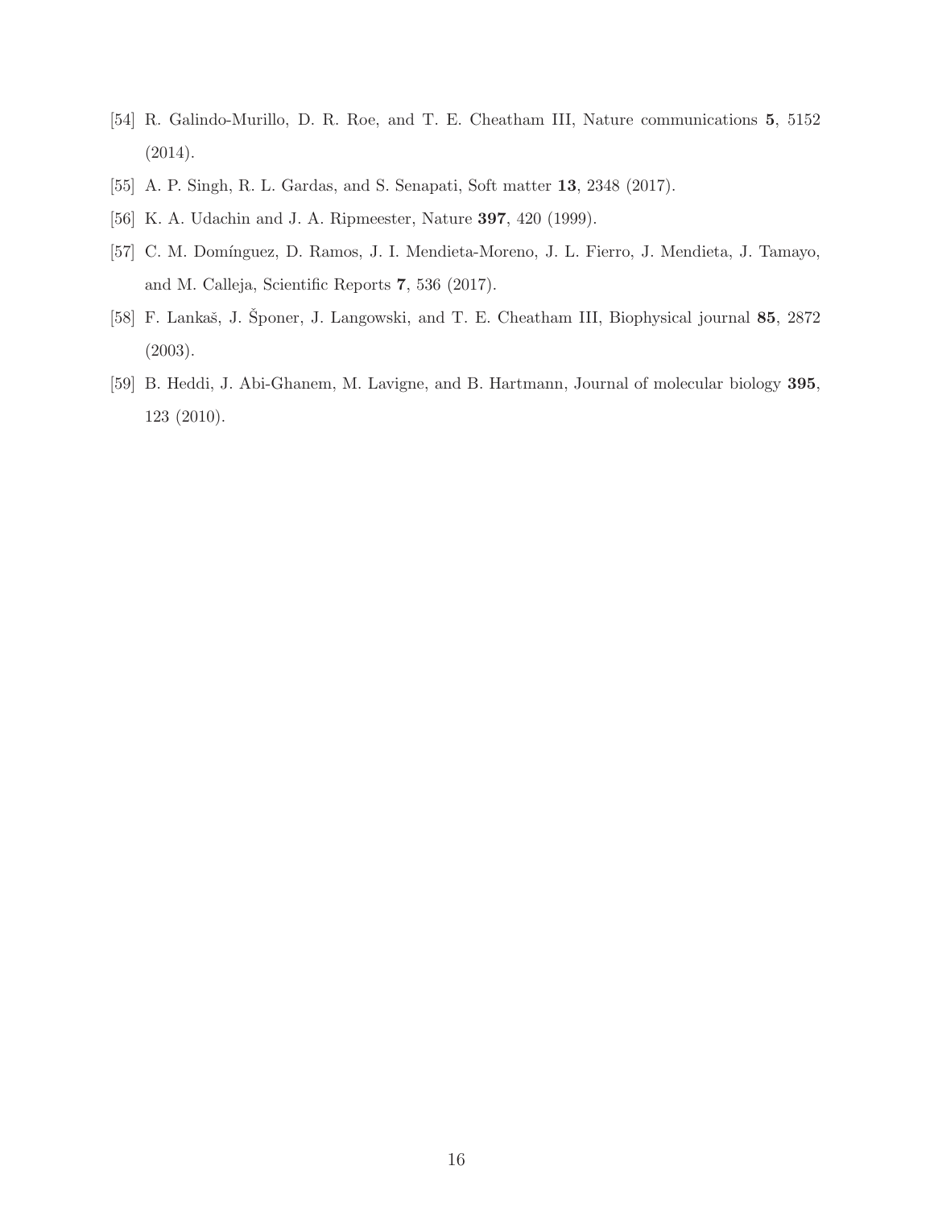[54] R. Galindo-Murillo, D. R. Roe, and T. E. Cheatham III, Nature communications **5**, 5152 (2014).

[55] A. P. Singh, R. L. Gardas, and S. Senapati, Soft matter **13**, 2348 (2017).

[56] K. A. Udachin and J. A. Ripmeester, Nature **397**, 420 (1999).

[57] C. M. Domínguez, D. Ramos, J. I. Mendieta-Moreno, J. L. Fierro, J. Mendieta, J. Tamayo, and M. Calleja, Scientific Reports **7**, 536 (2017).

[58] F. Lankaš, J. Šponer, J. Langowski, and T. E. Cheatham III, Biophysical journal **85**, 2872 (2003).

[59] B. Heddi, J. Abi-Ghanem, M. Lavigne, and B. Hartmann, Journal of molecular biology **395**, 123 (2010).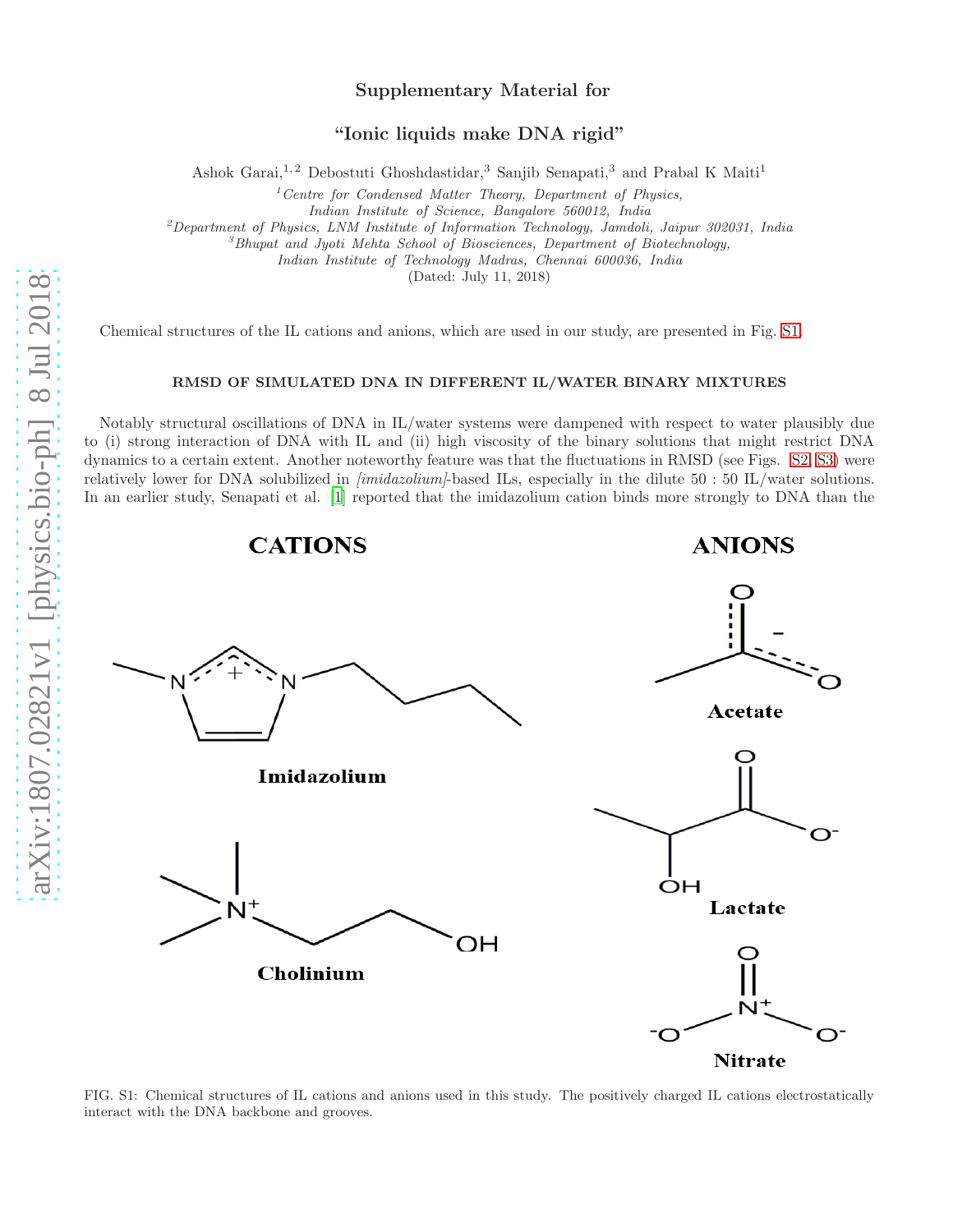# Supplementary Material for

## "Ionic liquids make DNA rigid"

Ashok Garai,[1,2] Debostuti Ghoshdastidar,[3] Sanjib Senapati,[3] and Prabal K Maiti[1]

[1] *Centre for Condensed Matter Theory, Department of Physics, Indian Institute of Science, Bangalore 560012, India*
[2] *Department of Physics, LNM Institute of Information Technology, Jamdoli, Jaipur 302031, India*
[3] *Bhupat and Jyoti Mehta School of Biosciences, Department of Biotechnology, Indian Institute of Technology Madras, Chennai 600036, India*

(Dated: July 11, 2018)

Chemical structures of the IL cations and anions, which are used in our study, are presented in Fig. S1.

### RMSD OF SIMULATED DNA IN DIFFERENT IL/WATER BINARY MIXTURES

Notably structural oscillations of DNA in IL/water systems were dampened with respect to water plausibly due to (i) strong interaction of DNA with IL and (ii) high viscosity of the binary solutions that might restrict DNA dynamics to a certain extent. Another noteworthy feature was that the fluctuations in RMSD (see Figs. S2–S3) were relatively lower for DNA solubilized in *[imidazolium]*-based ILs, especially in the dilute 50 : 50 IL/water solutions. In an earlier study, Senapati et al. [1] reported that the imidazolium cation binds more strongly to DNA than the

FIG. S1: Chemical structures of IL cations and anions used in this study. The positively charged IL cations electrostatically interact with the DNA backbone and grooves.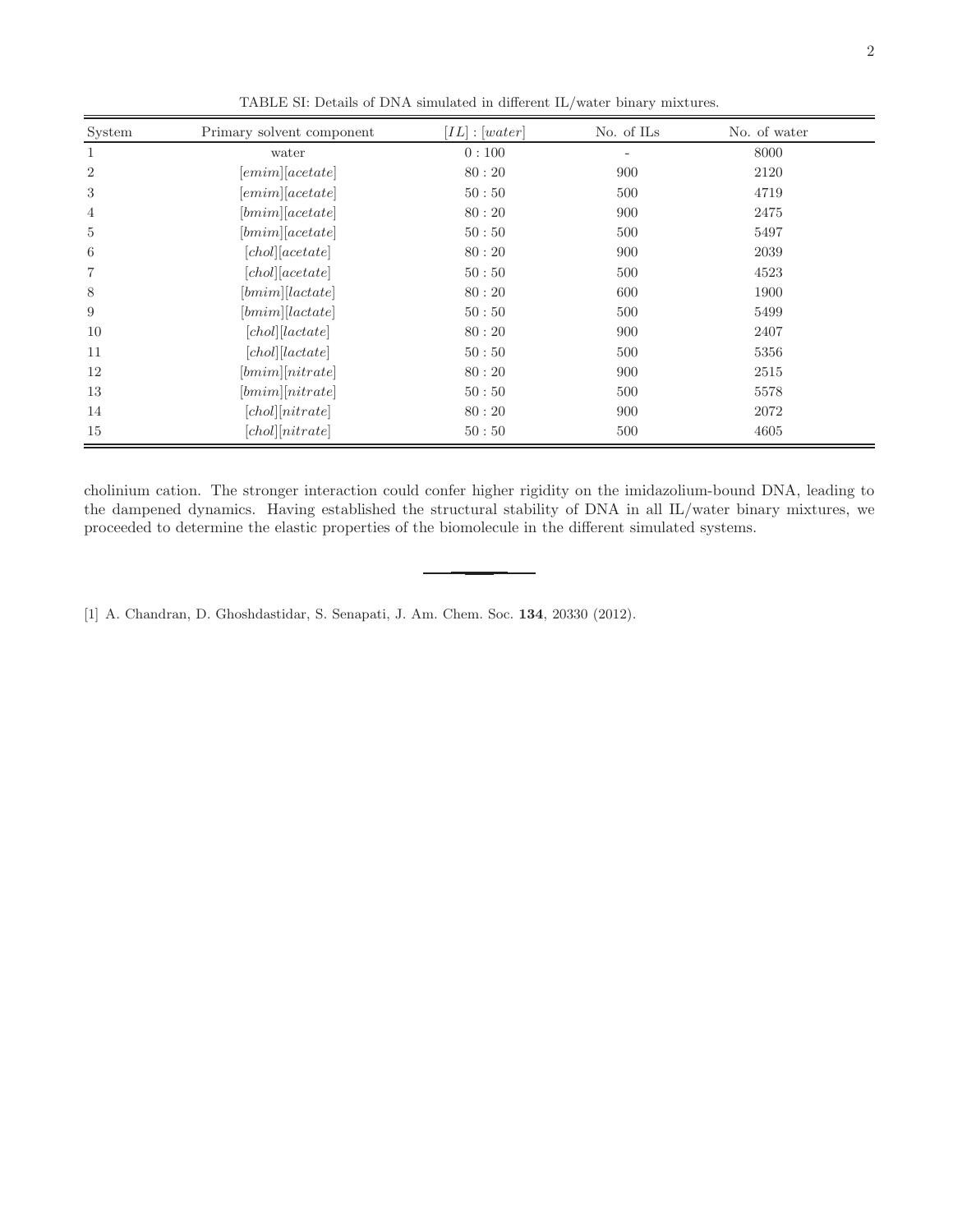TABLE SI: Details of DNA simulated in different IL/water binary mixtures.

| System | Primary solvent component | $[IL] : [water]$ | No. of ILs | No. of water |
|---|---|---|---|---|
| 1 | water | $0 : 100$ | - | 8000 |
| 2 | $[emim][acetate]$ | $80 : 20$ | 900 | 2120 |
| 3 | $[emim][acetate]$ | $50 : 50$ | 500 | 4719 |
| 4 | $[bmim][acetate]$ | $80 : 20$ | 900 | 2475 |
| 5 | $[bmim][acetate]$ | $50 : 50$ | 500 | 5497 |
| 6 | $[chol][acetate]$ | $80 : 20$ | 900 | 2039 |
| 7 | $[chol][acetate]$ | $50 : 50$ | 500 | 4523 |
| 8 | $[bmim][lactate]$ | $80 : 20$ | 600 | 1900 |
| 9 | $[bmim][lactate]$ | $50 : 50$ | 500 | 5499 |
| 10 | $[chol][lactate]$ | $80 : 20$ | 900 | 2407 |
| 11 | $[chol][lactate]$ | $50 : 50$ | 500 | 5356 |
| 12 | $[bmim][nitrate]$ | $80 : 20$ | 900 | 2515 |
| 13 | $[bmim][nitrate]$ | $50 : 50$ | 500 | 5578 |
| 14 | $[chol][nitrate]$ | $80 : 20$ | 900 | 2072 |
| 15 | $[chol][nitrate]$ | $50 : 50$ | 500 | 4605 |

cholinium cation. The stronger interaction could confer higher rigidity on the imidazolium-bound DNA, leading to the dampened dynamics. Having established the structural stability of DNA in all IL/water binary mixtures, we proceeded to determine the elastic properties of the biomolecule in the different simulated systems.

---

[1] A. Chandran, D. Ghoshdastidar, S. Senapati, J. Am. Chem. Soc. **134**, 20330 (2012).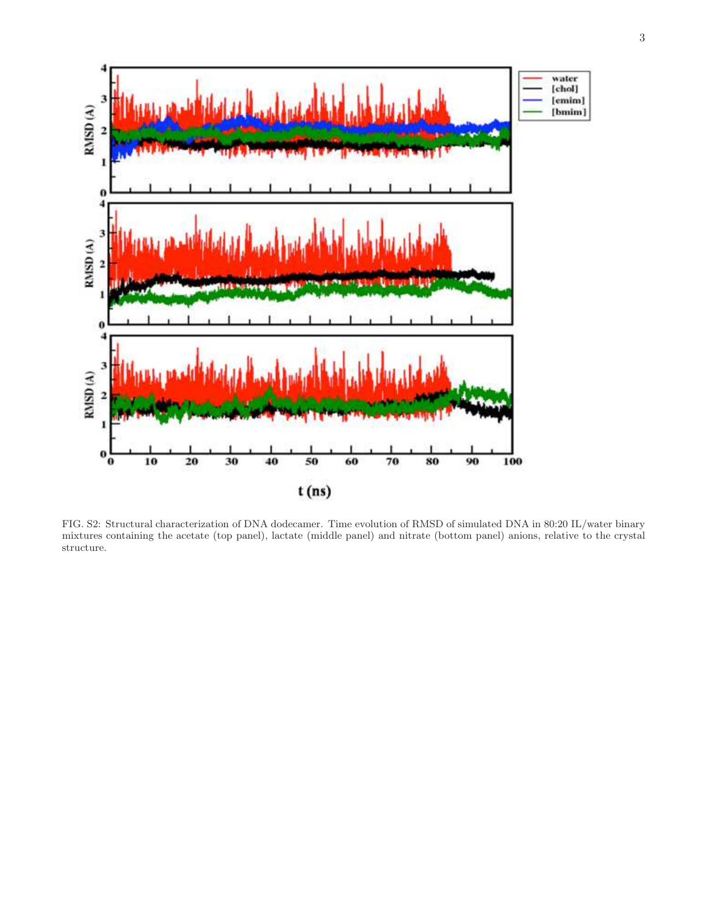FIG. S2: Structural characterization of DNA dodecamer. Time evolution of RMSD of simulated DNA in 80:20 IL/water binary mixtures containing the acetate (top panel), lactate (middle panel) and nitrate (bottom panel) anions, relative to the crystal structure.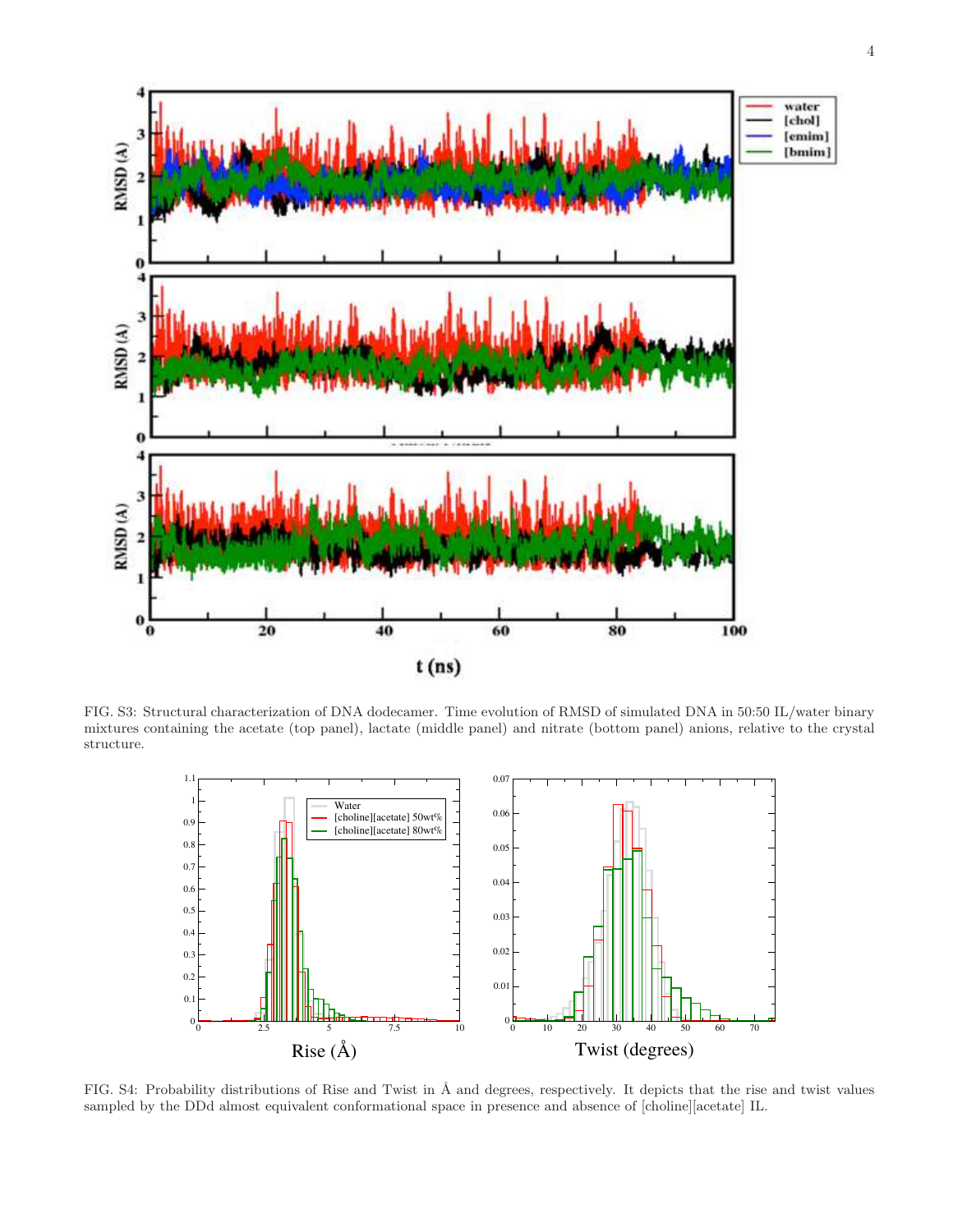FIG. S3: Structural characterization of DNA dodecamer. Time evolution of RMSD of simulated DNA in 50:50 IL/water binary mixtures containing the acetate (top panel), lactate (middle panel) and nitrate (bottom panel) anions, relative to the crystal structure.

FIG. S4: Probability distributions of Rise and Twist in Å and degrees, respectively. It depicts that the rise and twist values sampled by the DDd almost equivalent conformational space in presence and absence of [choline][acetate] IL.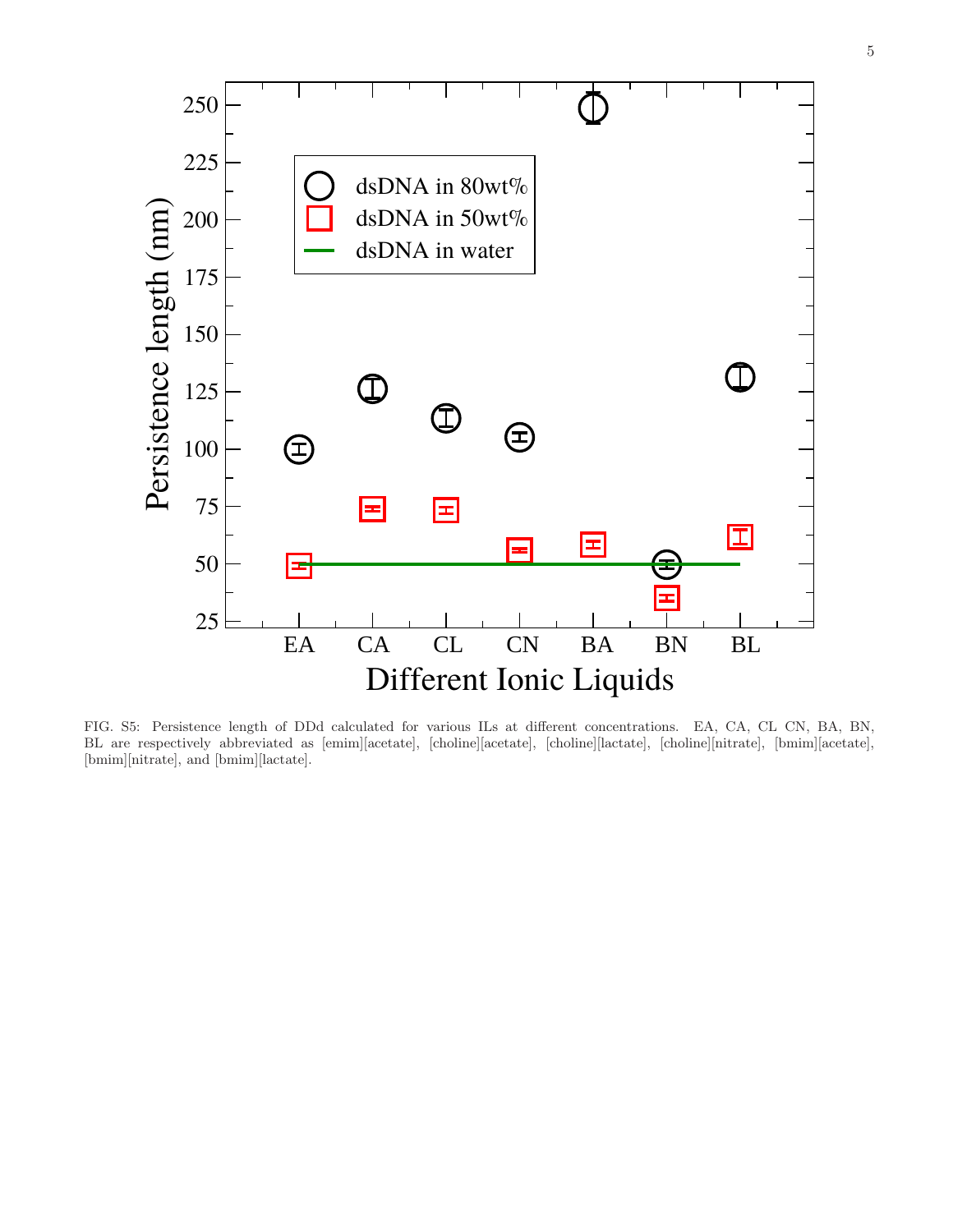FIG. S5: Persistence length of DDd calculated for various ILs at different concentrations. EA, CA, CL CN, BA, BN, BL are respectively abbreviated as [emim][acetate], [choline][acetate], [choline][lactate], [choline][nitrate], [bmim][acetate], [bmim][nitrate], and [bmim][lactate].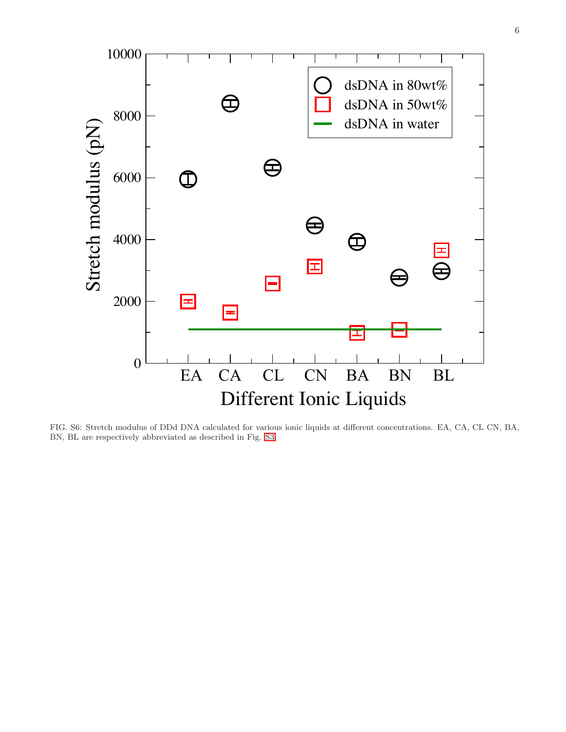10000

8000

6000

4000

2000

0

Stretch modulus (pN)

EA CA CL CN BA BN BL

Different Ionic Liquids

dsDNA in 80wt%

dsDNA in 50wt%

dsDNA in water

FIG. S6: Stretch modulus of DDd DNA calculated for various ionic liquids at different concentrations. EA, CA, CL CN, BA, BN, BL are respectively abbreviated as described in Fig. S3